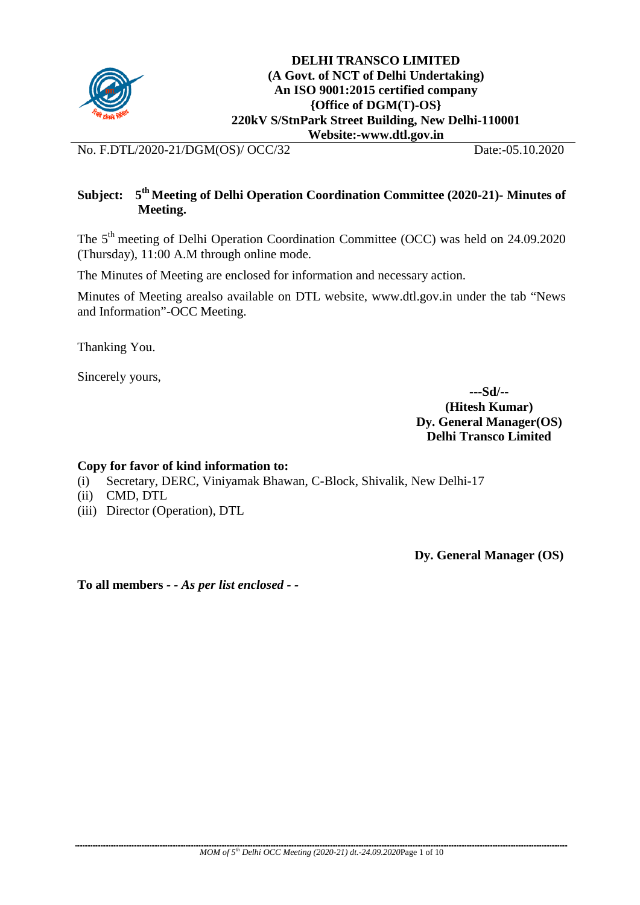**DELHI TRANSCO LIMITED**
**(A Govt. of NCT of Delhi Undertaking)**
**An ISO 9001:2015 certified company**
**{Office of DGM(T)-OS}**
**220kV S/StnPark Street Building, New Delhi-110001**
**Website:-www.dtl.gov.in**

No. F.DTL/2020-21/DGM(OS)/ OCC/32 Date:-05.10.2020

**Subject: 5th Meeting of Delhi Operation Coordination Committee (2020-21)- Minutes of Meeting.**

The 5th meeting of Delhi Operation Coordination Committee (OCC) was held on 24.09.2020 (Thursday), 11:00 A.M through online mode.

The Minutes of Meeting are enclosed for information and necessary action.

Minutes of Meeting arealso available on DTL website, www.dtl.gov.in under the tab "News and Information"-OCC Meeting.

Thanking You.

Sincerely yours,

**---Sd/--**
**(Hitesh Kumar)**
**Dy. General Manager(OS)**
**Delhi Transco Limited**

**Copy for favor of kind information to:**

(i) Secretary, DERC, Viniyamak Bhawan, C-Block, Shivalik, New Delhi-17
(ii) CMD, DTL
(iii) Director (Operation), DTL

**Dy. General Manager (OS)**

**To all members - -** ***As per list enclosed*** **- -**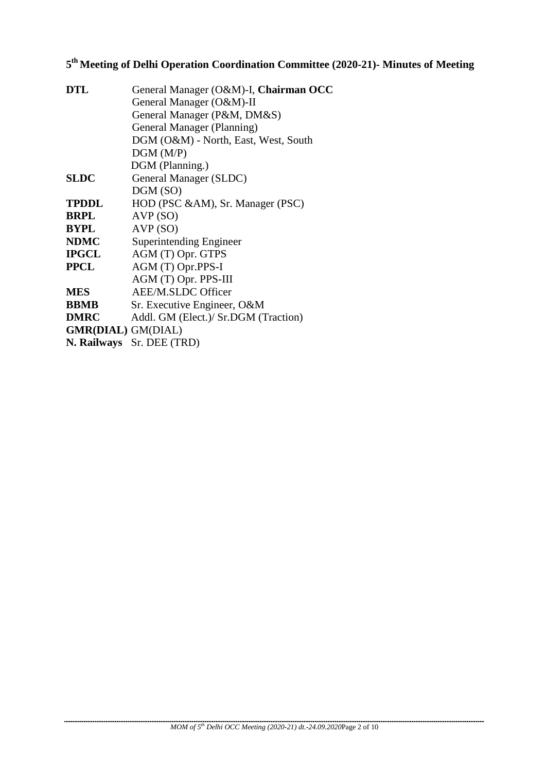# 5th Meeting of Delhi Operation Coordination Committee (2020-21)- Minutes of Meeting

| | |
|---|---|
| **DTL** | General Manager (O&M)-I, **Chairman OCC** |
| | General Manager (O&M)-II |
| | General Manager (P&M, DM&S) |
| | General Manager (Planning) |
| | DGM (O&M) - North, East, West, South |
| | DGM (M/P) |
| | DGM (Planning.) |
| **SLDC** | General Manager (SLDC) |
| | DGM (SO) |
| **TPDDL** | HOD (PSC &AM), Sr. Manager (PSC) |
| **BRPL** | AVP (SO) |
| **BYPL** | AVP (SO) |
| **NDMC** | Superintending Engineer |
| **IPGCL** | AGM (T) Opr. GTPS |
| **PPCL** | AGM (T) Opr.PPS-I |
| | AGM (T) Opr. PPS-III |
| **MES** | AEE/M.SLDC Officer |
| **BBMB** | Sr. Executive Engineer, O&M |
| **DMRC** | Addl. GM (Elect.)/ Sr.DGM (Traction) |
| **GMR(DIAL)** | GM(DIAL) |
| **N. Railways** | Sr. DEE (TRD) |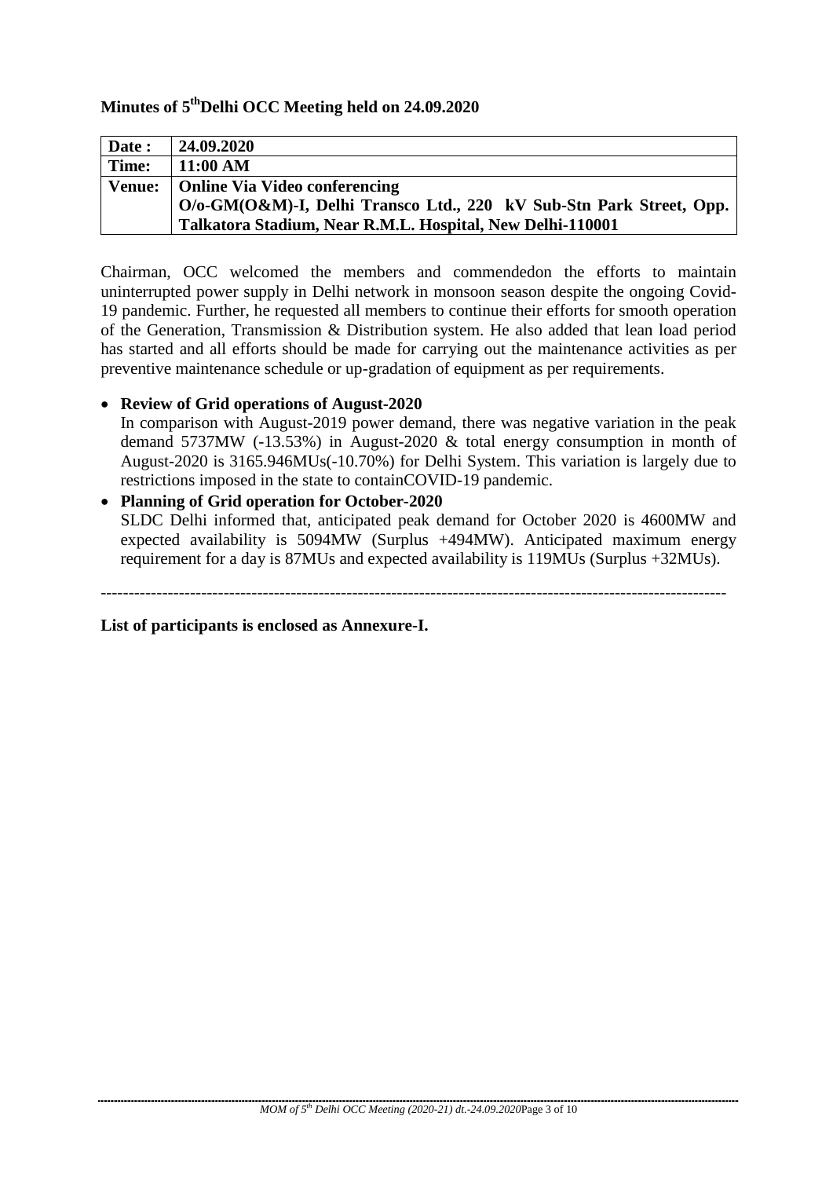**Minutes of 5th Delhi OCC Meeting held on 24.09.2020**

| | |
|---|---|
| **Date :** | **24.09.2020** |
| **Time:** | **11:00 AM** |
| **Venue:** | **Online Via Video conferencing**<br>**O/o-GM(O&M)-I, Delhi Transco Ltd., 220 kV Sub-Stn Park Street, Opp. Talkatora Stadium, Near R.M.L. Hospital, New Delhi-110001** |

Chairman, OCC welcomed the members and commendedon the efforts to maintain uninterrupted power supply in Delhi network in monsoon season despite the ongoing Covid-19 pandemic. Further, he requested all members to continue their efforts for smooth operation of the Generation, Transmission & Distribution system. He also added that lean load period has started and all efforts should be made for carrying out the maintenance activities as per preventive maintenance schedule or up-gradation of equipment as per requirements.

- **Review of Grid operations of August-2020**
  In comparison with August-2019 power demand, there was negative variation in the peak demand 5737MW (-13.53%) in August-2020 & total energy consumption in month of August-2020 is 3165.946MUs(-10.70%) for Delhi System. This variation is largely due to restrictions imposed in the state to containCOVID-19 pandemic.
- **Planning of Grid operation for October-2020**
  SLDC Delhi informed that, anticipated peak demand for October 2020 is 4600MW and expected availability is 5094MW (Surplus +494MW). Anticipated maximum energy requirement for a day is 87MUs and expected availability is 119MUs (Surplus +32MUs).

---

**List of participants is enclosed as Annexure-I.**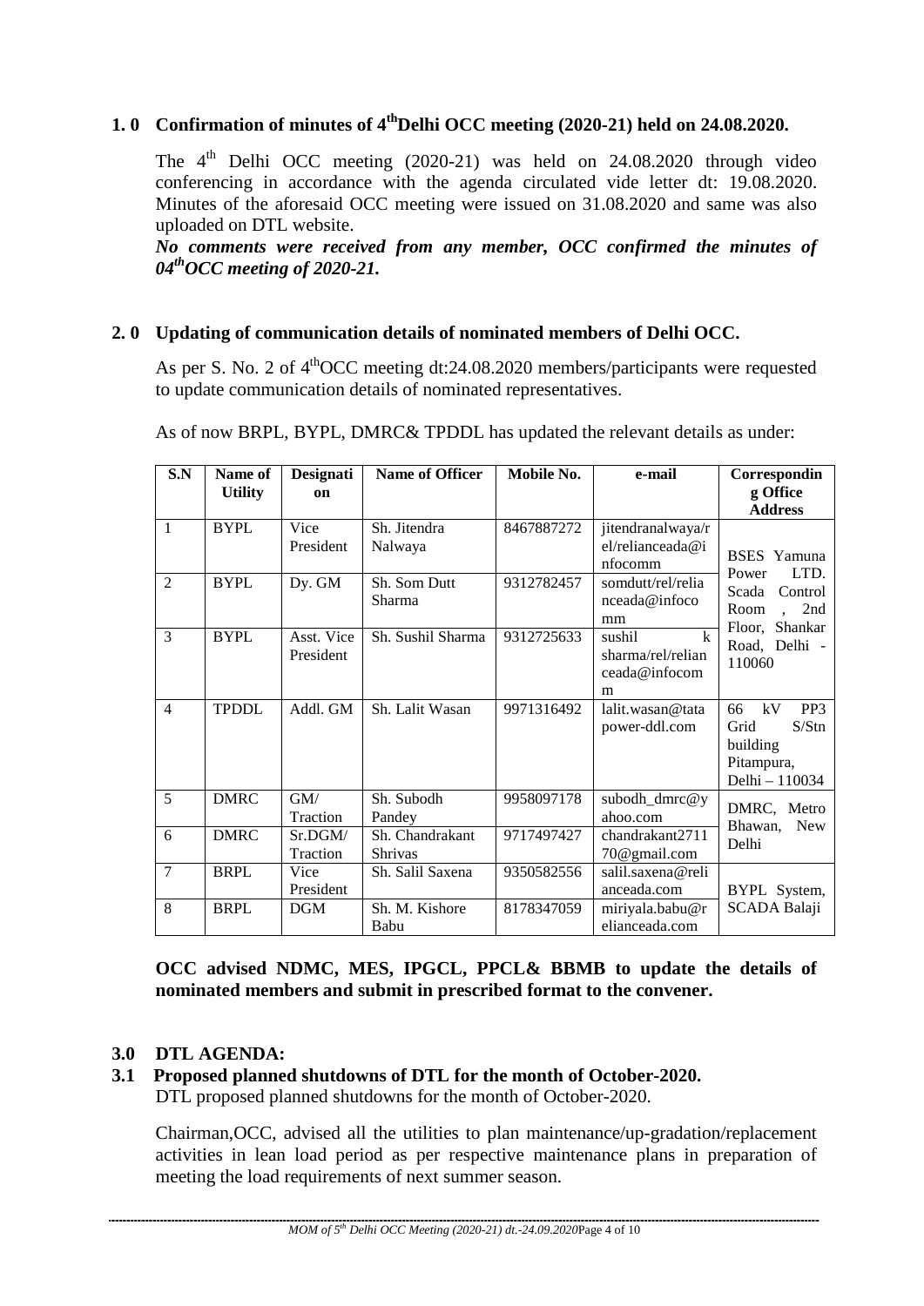## 1. 0 Confirmation of minutes of 4th Delhi OCC meeting (2020-21) held on 24.08.2020.

The 4th Delhi OCC meeting (2020-21) was held on 24.08.2020 through video conferencing in accordance with the agenda circulated vide letter dt: 19.08.2020. Minutes of the aforesaid OCC meeting were issued on 31.08.2020 and same was also uploaded on DTL website.

***No comments were received from any member, OCC confirmed the minutes of 04th OCC meeting of 2020-21.***

## 2. 0 Updating of communication details of nominated members of Delhi OCC.

As per S. No. 2 of 4th OCC meeting dt:24.08.2020 members/participants were requested to update communication details of nominated representatives.

As of now BRPL, BYPL, DMRC& TPDDL has updated the relevant details as under:

| S.N | Name of Utility | Designation | Name of Officer | Mobile No. | e-mail | Corresponding Office Address |
|---|---|---|---|---|---|---|
| 1 | BYPL | Vice President | Sh. Jitendra Nalwaya | 8467887272 | jitendranalwaya/rel/relianceada@infocomm | BSES Yamuna Power LTD. Scada Control Room , 2nd Floor, Shankar Road, Delhi - 110060 |
| 2 | BYPL | Dy. GM | Sh. Som Dutt Sharma | 9312782457 | somdutt/rel/relianceada@infocomm | |
| 3 | BYPL | Asst. Vice President | Sh. Sushil Sharma | 9312725633 | sushil k sharma/rel/relianceada@infocomm | |
| 4 | TPDDL | Addl. GM | Sh. Lalit Wasan | 9971316492 | lalit.wasan@tatapower-ddl.com | 66 kV PP3 Grid S/Stn building Pitampura, Delhi – 110034 |
| 5 | DMRC | GM/ Traction | Sh. Subodh Pandey | 9958097178 | subodh_dmrc@yahoo.com | DMRC, Metro Bhawan, New Delhi |
| 6 | DMRC | Sr.DGM/ Traction | Sh. Chandrakant Shrivas | 9717497427 | chandrakant271170@gmail.com | |
| 7 | BRPL | Vice President | Sh. Salil Saxena | 9350582556 | salil.saxena@relianceada.com | BYPL System, SCADA Balaji |
| 8 | BRPL | DGM | Sh. M. Kishore Babu | 8178347059 | miriyala.babu@relianceada.com | |

**OCC advised NDMC, MES, IPGCL, PPCL& BBMB to update the details of nominated members and submit in prescribed format to the convener.**

## 3.0 DTL AGENDA:

### 3.1 Proposed planned shutdowns of DTL for the month of October-2020.

DTL proposed planned shutdowns for the month of October-2020.

Chairman,OCC, advised all the utilities to plan maintenance/up-gradation/replacement activities in lean load period as per respective maintenance plans in preparation of meeting the load requirements of next summer season.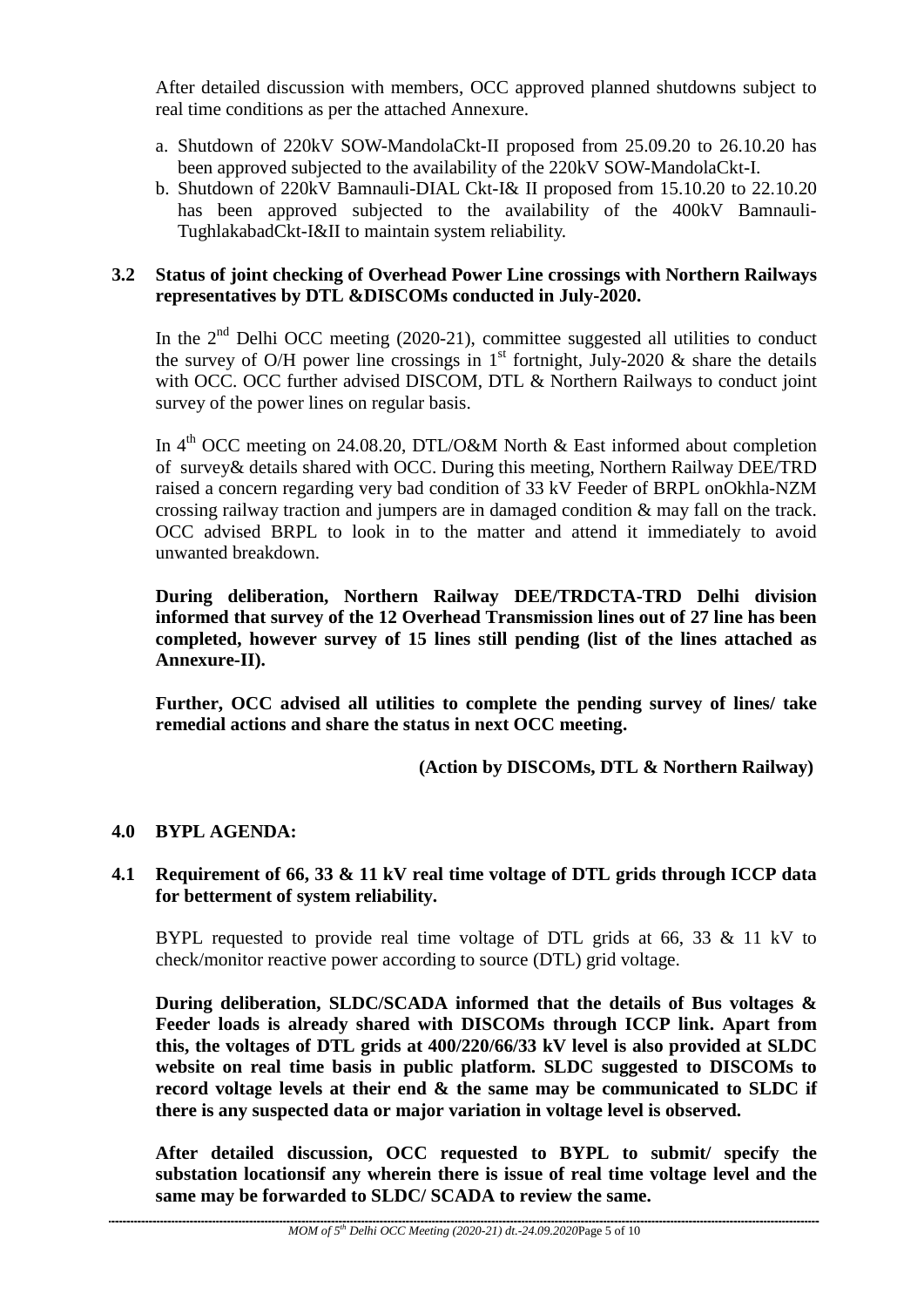After detailed discussion with members, OCC approved planned shutdowns subject to real time conditions as per the attached Annexure.

a. Shutdown of 220kV SOW-MandolaCkt-II proposed from 25.09.20 to 26.10.20 has been approved subjected to the availability of the 220kV SOW-MandolaCkt-I.
b. Shutdown of 220kV Bamnauli-DIAL Ckt-I& II proposed from 15.10.20 to 22.10.20 has been approved subjected to the availability of the 400kV Bamnauli-TughlakabadCkt-I&II to maintain system reliability.

### 3.2 Status of joint checking of Overhead Power Line crossings with Northern Railways representatives by DTL &DISCOMs conducted in July-2020.

In the 2nd Delhi OCC meeting (2020-21), committee suggested all utilities to conduct the survey of O/H power line crossings in 1st fortnight, July-2020 & share the details with OCC. OCC further advised DISCOM, DTL & Northern Railways to conduct joint survey of the power lines on regular basis.

In 4th OCC meeting on 24.08.20, DTL/O&M North & East informed about completion of survey& details shared with OCC. During this meeting, Northern Railway DEE/TRD raised a concern regarding very bad condition of 33 kV Feeder of BRPL onOkhla-NZM crossing railway traction and jumpers are in damaged condition & may fall on the track. OCC advised BRPL to look in to the matter and attend it immediately to avoid unwanted breakdown.

**During deliberation, Northern Railway DEE/TRDCTA-TRD Delhi division informed that survey of the 12 Overhead Transmission lines out of 27 line has been completed, however survey of 15 lines still pending (list of the lines attached as Annexure-II).**

**Further, OCC advised all utilities to complete the pending survey of lines/ take remedial actions and share the status in next OCC meeting.**

**(Action by DISCOMs, DTL & Northern Railway)**

## 4.0 BYPL AGENDA:

### 4.1 Requirement of 66, 33 & 11 kV real time voltage of DTL grids through ICCP data for betterment of system reliability.

BYPL requested to provide real time voltage of DTL grids at 66, 33 & 11 kV to check/monitor reactive power according to source (DTL) grid voltage.

**During deliberation, SLDC/SCADA informed that the details of Bus voltages & Feeder loads is already shared with DISCOMs through ICCP link. Apart from this, the voltages of DTL grids at 400/220/66/33 kV level is also provided at SLDC website on real time basis in public platform. SLDC suggested to DISCOMs to record voltage levels at their end & the same may be communicated to SLDC if there is any suspected data or major variation in voltage level is observed.**

**After detailed discussion, OCC requested to BYPL to submit/ specify the substation locationsif any wherein there is issue of real time voltage level and the same may be forwarded to SLDC/ SCADA to review the same.**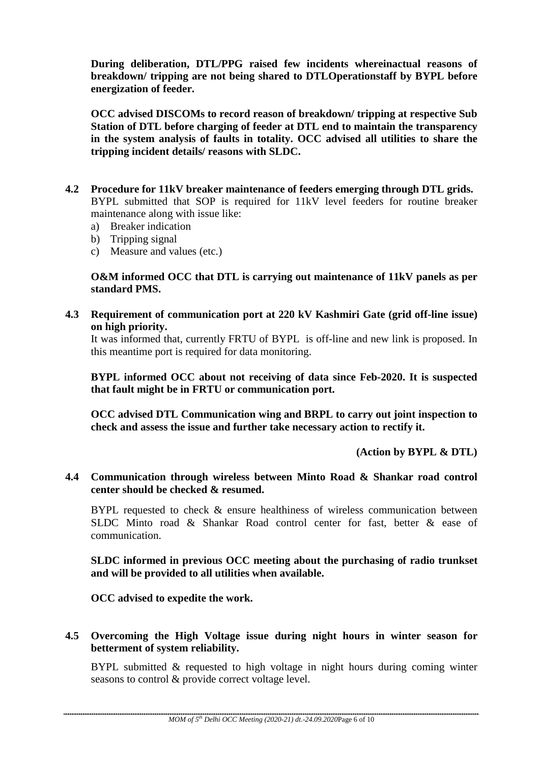**During deliberation, DTL/PPG raised few incidents whereinactual reasons of breakdown/ tripping are not being shared to DTLOperationstaff by BYPL before energization of feeder.**

**OCC advised DISCOMs to record reason of breakdown/ tripping at respective Sub Station of DTL before charging of feeder at DTL end to maintain the transparency in the system analysis of faults in totality. OCC advised all utilities to share the tripping incident details/ reasons with SLDC.**

**4.2 Procedure for 11kV breaker maintenance of feeders emerging through DTL grids.**

BYPL submitted that SOP is required for 11kV level feeders for routine breaker maintenance along with issue like:

a) Breaker indication
b) Tripping signal
c) Measure and values (etc.)

**O&M informed OCC that DTL is carrying out maintenance of 11kV panels as per standard PMS.**

**4.3 Requirement of communication port at 220 kV Kashmiri Gate (grid off-line issue) on high priority.**

It was informed that, currently FRTU of BYPL is off-line and new link is proposed. In this meantime port is required for data monitoring.

**BYPL informed OCC about not receiving of data since Feb-2020. It is suspected that fault might be in FRTU or communication port.**

**OCC advised DTL Communication wing and BRPL to carry out joint inspection to check and assess the issue and further take necessary action to rectify it.**

**(Action by BYPL & DTL)**

**4.4 Communication through wireless between Minto Road & Shankar road control center should be checked & resumed.**

BYPL requested to check & ensure healthiness of wireless communication between SLDC Minto road & Shankar Road control center for fast, better & ease of communication.

**SLDC informed in previous OCC meeting about the purchasing of radio trunkset and will be provided to all utilities when available.**

**OCC advised to expedite the work.**

**4.5 Overcoming the High Voltage issue during night hours in winter season for betterment of system reliability.**

BYPL submitted & requested to high voltage in night hours during coming winter seasons to control & provide correct voltage level.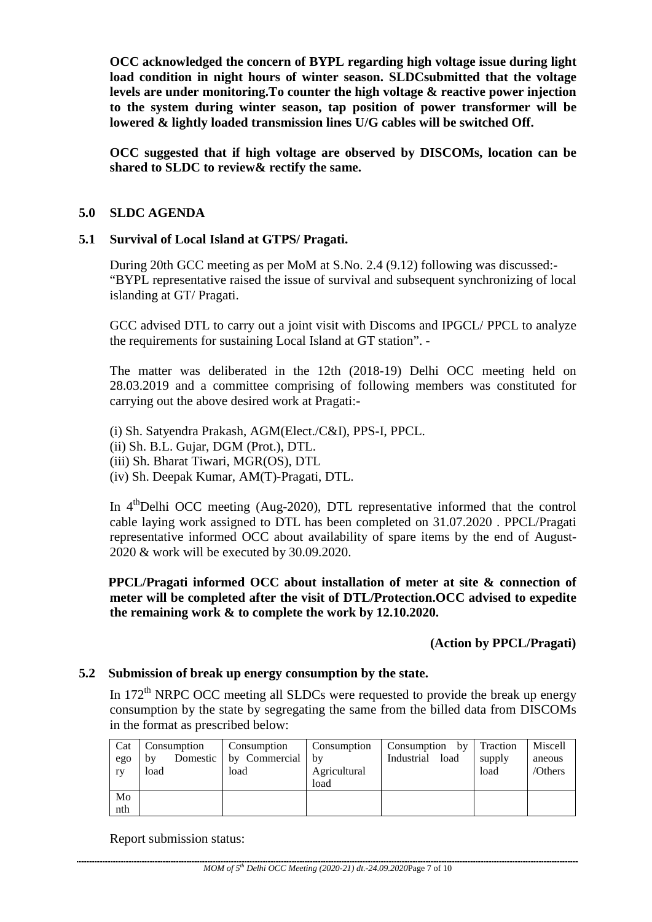**OCC acknowledged the concern of BYPL regarding high voltage issue during light load condition in night hours of winter season. SLDCsubmitted that the voltage levels are under monitoring.To counter the high voltage & reactive power injection to the system during winter season, tap position of power transformer will be lowered & lightly loaded transmission lines U/G cables will be switched Off.**

**OCC suggested that if high voltage are observed by DISCOMs, location can be shared to SLDC to review& rectify the same.**

## 5.0 SLDC AGENDA

### 5.1 Survival of Local Island at GTPS/ Pragati.

During 20th GCC meeting as per MoM at S.No. 2.4 (9.12) following was discussed:-
"BYPL representative raised the issue of survival and subsequent synchronizing of local islanding at GT/ Pragati.

GCC advised DTL to carry out a joint visit with Discoms and IPGCL/ PPCL to analyze the requirements for sustaining Local Island at GT station". -

The matter was deliberated in the 12th (2018-19) Delhi OCC meeting held on 28.03.2019 and a committee comprising of following members was constituted for carrying out the above desired work at Pragati:-

(i) Sh. Satyendra Prakash, AGM(Elect./C&I), PPS-I, PPCL.
(ii) Sh. B.L. Gujar, DGM (Prot.), DTL.
(iii) Sh. Bharat Tiwari, MGR(OS), DTL
(iv) Sh. Deepak Kumar, AM(T)-Pragati, DTL.

In 4thDelhi OCC meeting (Aug-2020), DTL representative informed that the control cable laying work assigned to DTL has been completed on 31.07.2020 . PPCL/Pragati representative informed OCC about availability of spare items by the end of August-2020 & work will be executed by 30.09.2020.

**PPCL/Pragati informed OCC about installation of meter at site & connection of meter will be completed after the visit of DTL/Protection.OCC advised to expedite the remaining work & to complete the work by 12.10.2020.**

**(Action by PPCL/Pragati)**

### 5.2 Submission of break up energy consumption by the state.

In 172th NRPC OCC meeting all SLDCs were requested to provide the break up energy consumption by the state by segregating the same from the billed data from DISCOMs in the format as prescribed below:

| Category | Consumption by Domestic load | Consumption by Commercial load | Consumption by Agricultural load | Consumption by Industrial load | Traction supply load | Miscellaneous /Others |
|---|---|---|---|---|---|---|
| Month | | | | | | |

Report submission status: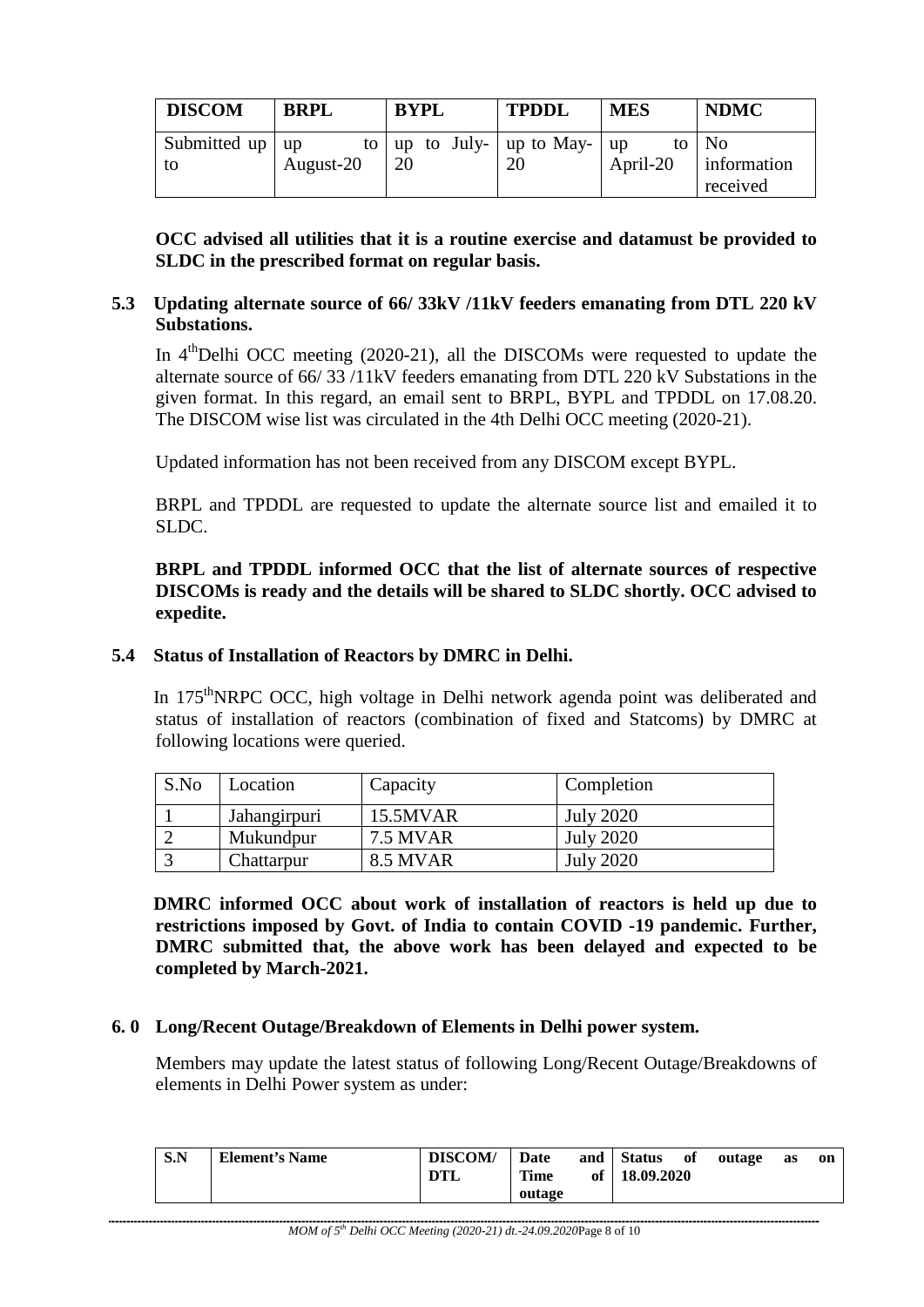| DISCOM | BRPL | BYPL | TPDDL | MES | NDMC |
|---|---|---|---|---|---|
| Submitted up to | up to August-20 | up to July-20 | up to May-20 | up to April-20 | No information received |

**OCC advised all utilities that it is a routine exercise and datamust be provided to SLDC in the prescribed format on regular basis.**

### 5.3 Updating alternate source of 66/ 33kV /11kV feeders emanating from DTL 220 kV Substations.

In 4th Delhi OCC meeting (2020-21), all the DISCOMs were requested to update the alternate source of 66/ 33 /11kV feeders emanating from DTL 220 kV Substations in the given format. In this regard, an email sent to BRPL, BYPL and TPDDL on 17.08.20. The DISCOM wise list was circulated in the 4th Delhi OCC meeting (2020-21).

Updated information has not been received from any DISCOM except BYPL.

BRPL and TPDDL are requested to update the alternate source list and emailed it to SLDC.

**BRPL and TPDDL informed OCC that the list of alternate sources of respective DISCOMs is ready and the details will be shared to SLDC shortly. OCC advised to expedite.**

### 5.4 Status of Installation of Reactors by DMRC in Delhi.

In 175th NRPC OCC, high voltage in Delhi network agenda point was deliberated and status of installation of reactors (combination of fixed and Statcoms) by DMRC at following locations were queried.

| S.No | Location | Capacity | Completion |
|---|---|---|---|
| 1 | Jahangirpuri | 15.5MVAR | July 2020 |
| 2 | Mukundpur | 7.5 MVAR | July 2020 |
| 3 | Chattarpur | 8.5 MVAR | July 2020 |

**DMRC informed OCC about work of installation of reactors is held up due to restrictions imposed by Govt. of India to contain COVID -19 pandemic. Further, DMRC submitted that, the above work has been delayed and expected to be completed by March-2021.**

## 6. 0 Long/Recent Outage/Breakdown of Elements in Delhi power system.

Members may update the latest status of following Long/Recent Outage/Breakdowns of elements in Delhi Power system as under:

| S.N | Element's Name | DISCOM/ DTL | Date and Time of outage | Status of outage as on 18.09.2020 |
|---|---|---|---|---|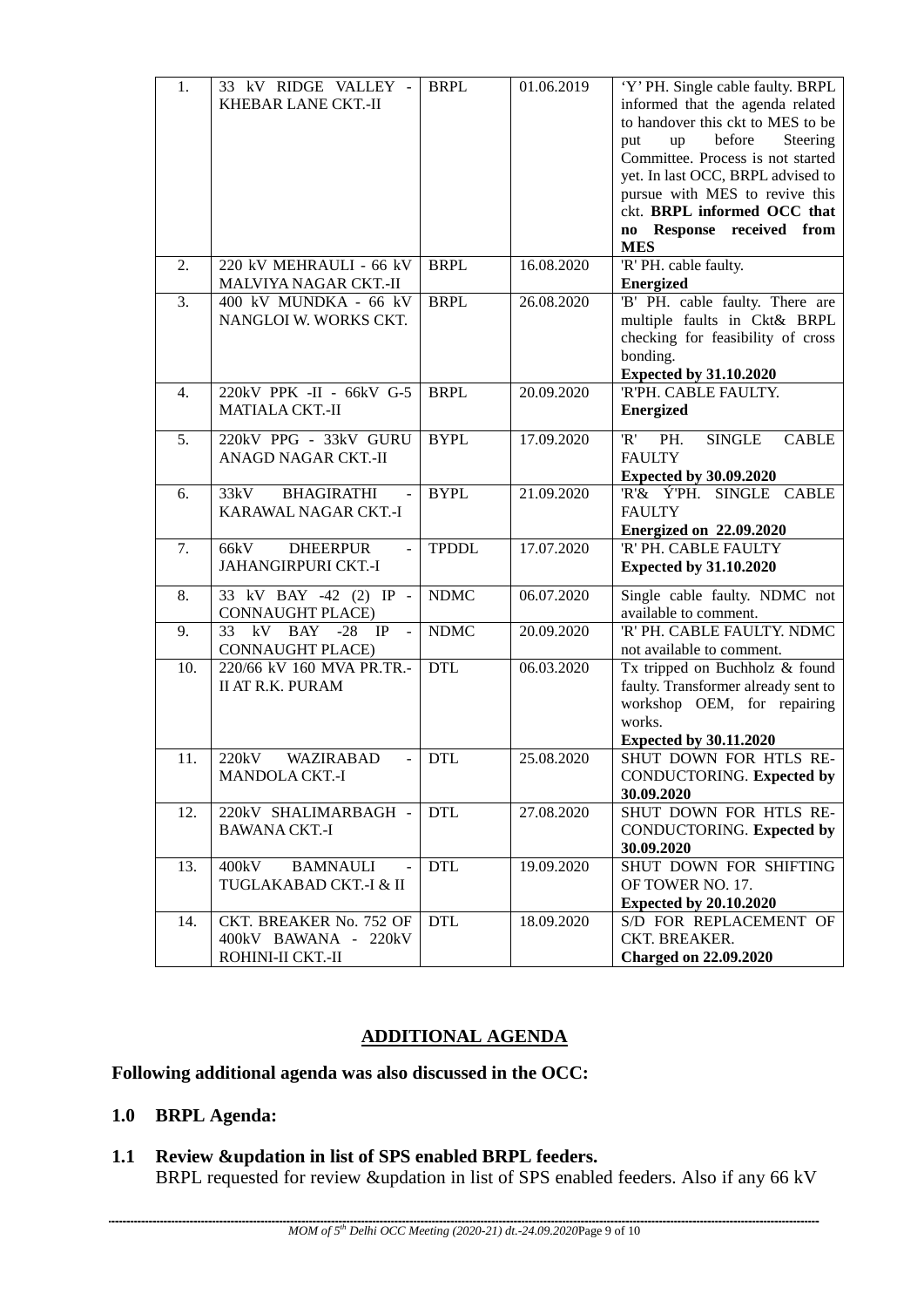| | | | | |
|---|---|---|---|---|
| 1. | 33 kV RIDGE VALLEY - KHEBAR LANE CKT.-II | BRPL | 01.06.2019 | 'Y' PH. Single cable faulty. BRPL informed that the agenda related to handover this ckt to MES to be put up before Steering Committee. Process is not started yet. In last OCC, BRPL advised to pursue with MES to revive this ckt. **BRPL informed OCC that no Response received from MES** |
| 2. | 220 kV MEHRAULI - 66 kV MALVIYA NAGAR CKT.-II | BRPL | 16.08.2020 | 'R' PH. cable faulty. **Energized** |
| 3. | 400 kV MUNDKA - 66 kV NANGLOI W. WORKS CKT. | BRPL | 26.08.2020 | 'B' PH. cable faulty. There are multiple faults in Ckt& BRPL checking for feasibility of cross bonding. **Expected by 31.10.2020** |
| 4. | 220kV PPK -II - 66kV G-5 MATIALA CKT.-II | BRPL | 20.09.2020 | 'R'PH. CABLE FAULTY. **Energized** |
| 5. | 220kV PPG - 33kV GURU ANAGD NAGAR CKT.-II | BYPL | 17.09.2020 | 'R' PH. SINGLE CABLE FAULTY **Expected by 30.09.2020** |
| 6. | 33kV BHAGIRATHI - KARAWAL NAGAR CKT.-I | BYPL | 21.09.2020 | 'R'& Ý'PH. SINGLE CABLE FAULTY **Energized on 22.09.2020** |
| 7. | 66kV DHEERPUR - JAHANGIRPURI CKT.-I | TPDDL | 17.07.2020 | 'R' PH. CABLE FAULTY **Expected by 31.10.2020** |
| 8. | 33 kV BAY -42 (2) IP - CONNAUGHT PLACE) | NDMC | 06.07.2020 | Single cable faulty. NDMC not available to comment. |
| 9. | 33 kV BAY -28 IP - CONNAUGHT PLACE) | NDMC | 20.09.2020 | 'R' PH. CABLE FAULTY. NDMC not available to comment. |
| 10. | 220/66 kV 160 MVA PR.TR.-II AT R.K. PURAM | DTL | 06.03.2020 | Tx tripped on Buchholz & found faulty. Transformer already sent to workshop OEM, for repairing works. **Expected by 30.11.2020** |
| 11. | 220kV WAZIRABAD - MANDOLA CKT.-I | DTL | 25.08.2020 | SHUT DOWN FOR HTLS RE-CONDUCTORING. **Expected by 30.09.2020** |
| 12. | 220kV SHALIMARBAGH - BAWANA CKT.-I | DTL | 27.08.2020 | SHUT DOWN FOR HTLS RE-CONDUCTORING. **Expected by 30.09.2020** |
| 13. | 400kV BAMNAULI - TUGLAKABAD CKT.-I & II | DTL | 19.09.2020 | SHUT DOWN FOR SHIFTING OF TOWER NO. 17. **Expected by 20.10.2020** |
| 14. | CKT. BREAKER No. 752 OF 400kV BAWANA - 220kV ROHINI-II CKT.-II | DTL | 18.09.2020 | S/D FOR REPLACEMENT OF CKT. BREAKER. **Charged on 22.09.2020** |

## ADDITIONAL AGENDA

**Following additional agenda was also discussed in the OCC:**

**1.0 BRPL Agenda:**

**1.1 Review &updation in list of SPS enabled BRPL feeders.**

BRPL requested for review &updation in list of SPS enabled feeders. Also if any 66 kV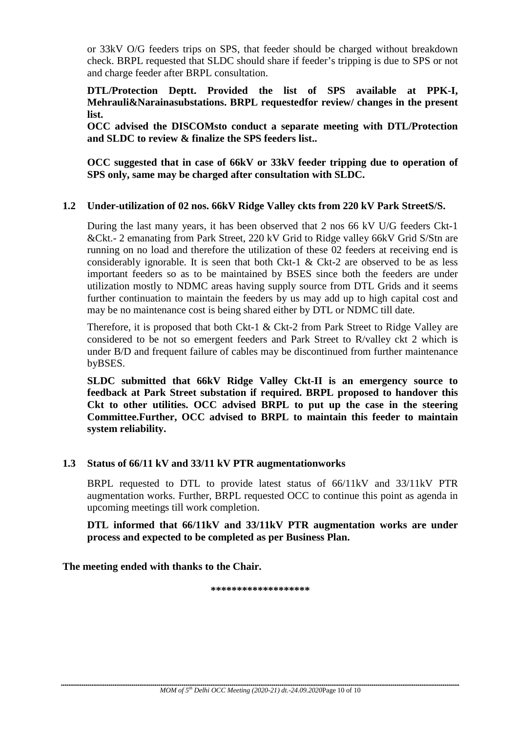or 33kV O/G feeders trips on SPS, that feeder should be charged without breakdown check. BRPL requested that SLDC should share if feeder's tripping is due to SPS or not and charge feeder after BRPL consultation.

**DTL/Protection Deptt. Provided the list of SPS available at PPK-I, Mehrauli&Narainasubstations. BRPL requestedfor review/ changes in the present list.**

**OCC advised the DISCOMsto conduct a separate meeting with DTL/Protection and SLDC to review & finalize the SPS feeders list..**

**OCC suggested that in case of 66kV or 33kV feeder tripping due to operation of SPS only, same may be charged after consultation with SLDC.**

### 1.2 Under-utilization of 02 nos. 66kV Ridge Valley ckts from 220 kV Park StreetS/S.

During the last many years, it has been observed that 2 nos 66 kV U/G feeders Ckt-1 &Ckt.- 2 emanating from Park Street, 220 kV Grid to Ridge valley 66kV Grid S/Stn are running on no load and therefore the utilization of these 02 feeders at receiving end is considerably ignorable. It is seen that both Ckt-1 & Ckt-2 are observed to be as less important feeders so as to be maintained by BSES since both the feeders are under utilization mostly to NDMC areas having supply source from DTL Grids and it seems further continuation to maintain the feeders by us may add up to high capital cost and may be no maintenance cost is being shared either by DTL or NDMC till date.

Therefore, it is proposed that both Ckt-1 & Ckt-2 from Park Street to Ridge Valley are considered to be not so emergent feeders and Park Street to R/valley ckt 2 which is under B/D and frequent failure of cables may be discontinued from further maintenance byBSES.

**SLDC submitted that 66kV Ridge Valley Ckt-II is an emergency source to feedback at Park Street substation if required. BRPL proposed to handover this Ckt to other utilities. OCC advised BRPL to put up the case in the steering Committee.Further, OCC advised to BRPL to maintain this feeder to maintain system reliability.**

### 1.3 Status of 66/11 kV and 33/11 kV PTR augmentationworks

BRPL requested to DTL to provide latest status of 66/11kV and 33/11kV PTR augmentation works. Further, BRPL requested OCC to continue this point as agenda in upcoming meetings till work completion.

**DTL informed that 66/11kV and 33/11kV PTR augmentation works are under process and expected to be completed as per Business Plan.**

**The meeting ended with thanks to the Chair.**

******************